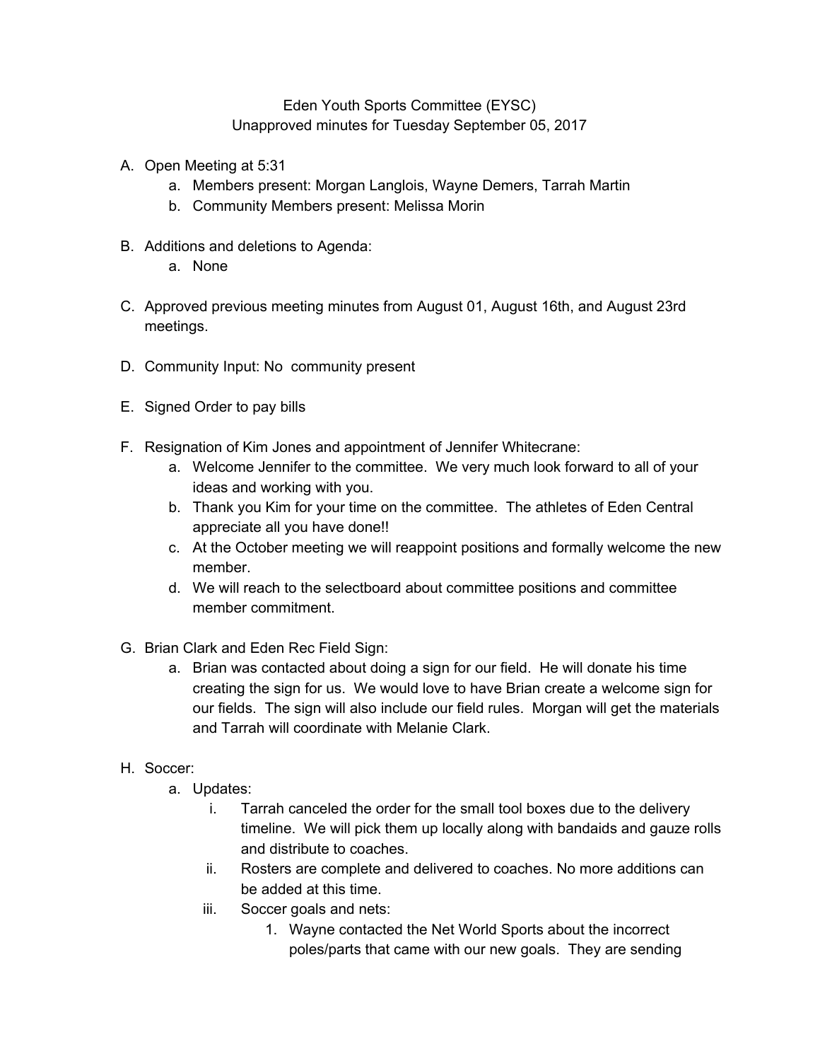Eden Youth Sports Committee (EYSC)
Unapproved minutes for Tuesday September 05, 2017

A. Open Meeting at 5:31
    a. Members present: Morgan Langlois, Wayne Demers, Tarrah Martin
    b. Community Members present: Melissa Morin

B. Additions and deletions to Agenda:
    a. None

C. Approved previous meeting minutes from August 01, August 16th, and August 23rd meetings.

D. Community Input: No community present

E. Signed Order to pay bills

F. Resignation of Kim Jones and appointment of Jennifer Whitecrane:
    a. Welcome Jennifer to the committee. We very much look forward to all of your ideas and working with you.
    b. Thank you Kim for your time on the committee. The athletes of Eden Central appreciate all you have done!!
    c. At the October meeting we will reappoint positions and formally welcome the new member.
    d. We will reach to the selectboard about committee positions and committee member commitment.

G. Brian Clark and Eden Rec Field Sign:
    a. Brian was contacted about doing a sign for our field. He will donate his time creating the sign for us. We would love to have Brian create a welcome sign for our fields. The sign will also include our field rules. Morgan will get the materials and Tarrah will coordinate with Melanie Clark.

H. Soccer:
    a. Updates:
        i. Tarrah canceled the order for the small tool boxes due to the delivery timeline. We will pick them up locally along with bandaids and gauze rolls and distribute to coaches.
        ii. Rosters are complete and delivered to coaches. No more additions can be added at this time.
        iii. Soccer goals and nets:
            1. Wayne contacted the Net World Sports about the incorrect poles/parts that came with our new goals. They are sending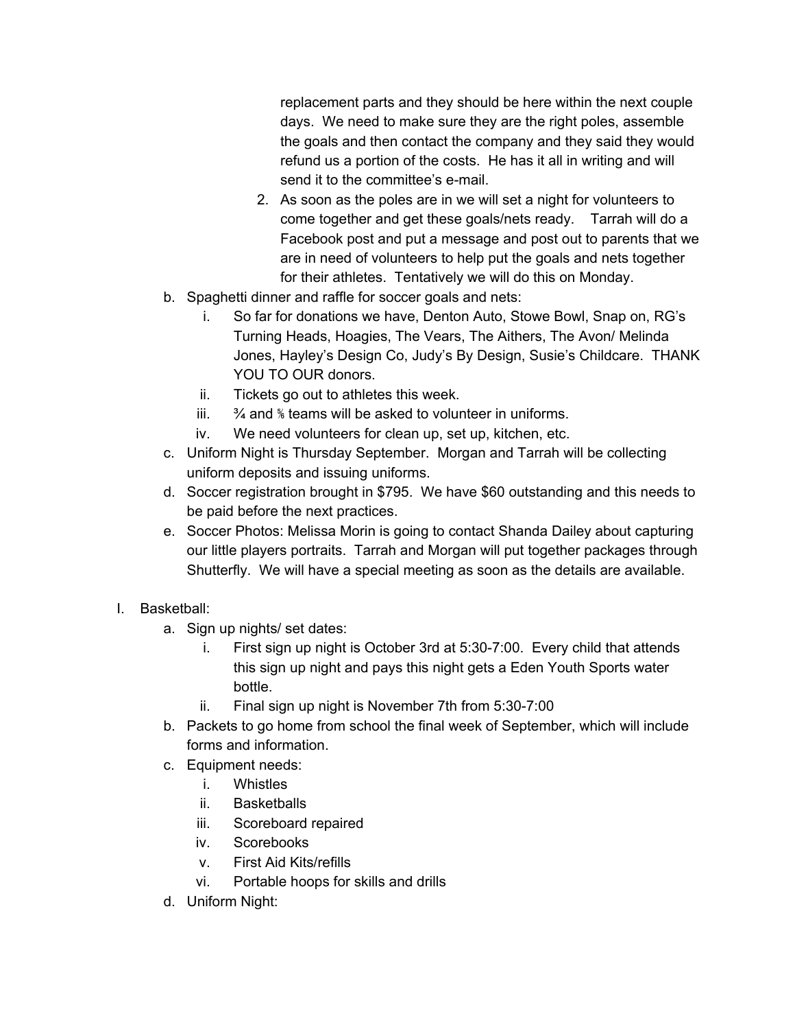replacement parts and they should be here within the next couple days.  We need to make sure they are the right poles, assemble the goals and then contact the company and they said they would refund us a portion of the costs.  He has it all in writing and will send it to the committee's e-mail.

        2. As soon as the poles are in we will set a night for volunteers to come together and get these goals/nets ready.    Tarrah will do a Facebook post and put a message and post out to parents that we are in need of volunteers to help put the goals and nets together for their athletes.  Tentatively we will do this on Monday.

   b. Spaghetti dinner and raffle for soccer goals and nets:
      i. So far for donations we have, Denton Auto, Stowe Bowl, Snap on, RG's Turning Heads, Hoagies, The Vears, The Aithers, The Avon/ Melinda Jones, Hayley's Design Co, Judy's By Design, Susie's Childcare.  THANK YOU TO OUR donors.
      ii. Tickets go out to athletes this week.
      iii. ¾ and ⅚ teams will be asked to volunteer in uniforms.
      iv. We need volunteers for clean up, set up, kitchen, etc.
   c. Uniform Night is Thursday September.  Morgan and Tarrah will be collecting uniform deposits and issuing uniforms.
   d. Soccer registration brought in $795.  We have $60 outstanding and this needs to be paid before the next practices.
   e. Soccer Photos: Melissa Morin is going to contact Shanda Dailey about capturing our little players portraits.  Tarrah and Morgan will put together packages through Shutterfly.  We will have a special meeting as soon as the details are available.

I. Basketball:
   a. Sign up nights/ set dates:
      i. First sign up night is October 3rd at 5:30-7:00.  Every child that attends this sign up night and pays this night gets a Eden Youth Sports water bottle.
      ii. Final sign up night is November 7th from 5:30-7:00
   b. Packets to go home from school the final week of September, which will include forms and information.
   c. Equipment needs:
      i. Whistles
      ii. Basketballs
      iii. Scoreboard repaired
      iv. Scorebooks
      v. First Aid Kits/refills
      vi. Portable hoops for skills and drills
   d. Uniform Night: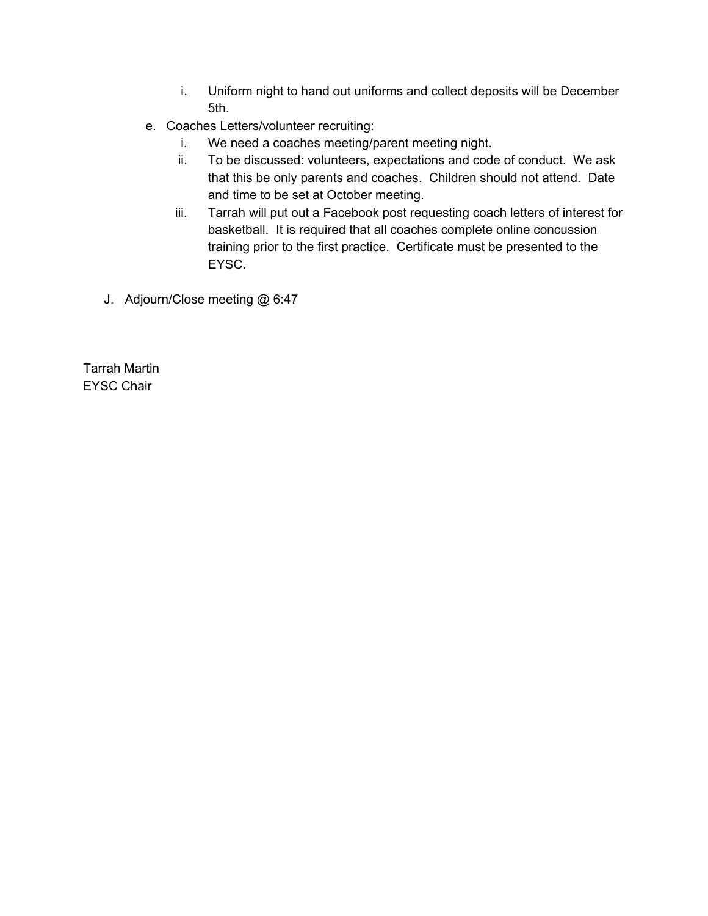i. Uniform night to hand out uniforms and collect deposits will be December 5th.

  e. Coaches Letters/volunteer recruiting:
    i. We need a coaches meeting/parent meeting night.
    ii. To be discussed: volunteers, expectations and code of conduct. We ask that this be only parents and coaches. Children should not attend. Date and time to be set at October meeting.
    iii. Tarrah will put out a Facebook post requesting coach letters of interest for basketball. It is required that all coaches complete online concussion training prior to the first practice. Certificate must be presented to the EYSC.

J. Adjourn/Close meeting @ 6:47

Tarrah Martin
EYSC Chair